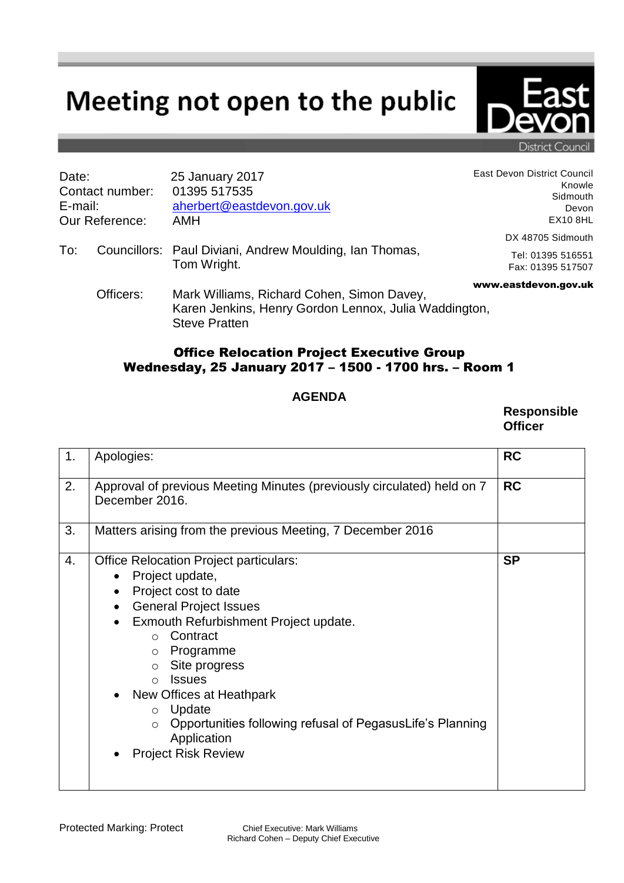# Meeting not open to the public

East Devon District Council

| | |
|---|---|
| Date: | 25 January 2017 |
| Contact number: | 01395 517535 |
| E-mail: | aherbert@eastdevon.gov.uk |
| Our Reference: | AMH |

East Devon District Council
Knowle
Sidmouth
Devon
EX10 8HL

DX 48705 Sidmouth

Tel: 01395 516551
Fax: 01395 517507

**www.eastdevon.gov.uk**

To: Councillors: Paul Diviani, Andrew Moulding, Ian Thomas, Tom Wright.

Officers: Mark Williams, Richard Cohen, Simon Davey, Karen Jenkins, Henry Gordon Lennox, Julia Waddington, Steve Pratten

**Office Relocation Project Executive Group**
**Wednesday, 25 January 2017 – 1500 - 1700 hrs. – Room 1**

## AGENDA

| | | **Responsible Officer** |
|---|---|---|
| 1. | Apologies: | **RC** |
| 2. | Approval of previous Meeting Minutes (previously circulated) held on 7 December 2016. | **RC** |
| 3. | Matters arising from the previous Meeting, 7 December 2016 | |
| 4. | Office Relocation Project particulars:<br>• Project update,<br>• Project cost to date<br>• General Project Issues<br>• Exmouth Refurbishment Project update.<br>&nbsp;&nbsp;&nbsp;&nbsp;○ Contract<br>&nbsp;&nbsp;&nbsp;&nbsp;○ Programme<br>&nbsp;&nbsp;&nbsp;&nbsp;○ Site progress<br>&nbsp;&nbsp;&nbsp;&nbsp;○ Issues<br>• New Offices at Heathpark<br>&nbsp;&nbsp;&nbsp;&nbsp;○ Update<br>&nbsp;&nbsp;&nbsp;&nbsp;○ Opportunities following refusal of PegasusLife's Planning Application<br>• Project Risk Review | **SP** |

Protected Marking: Protect

Chief Executive: Mark Williams
Richard Cohen – Deputy Chief Executive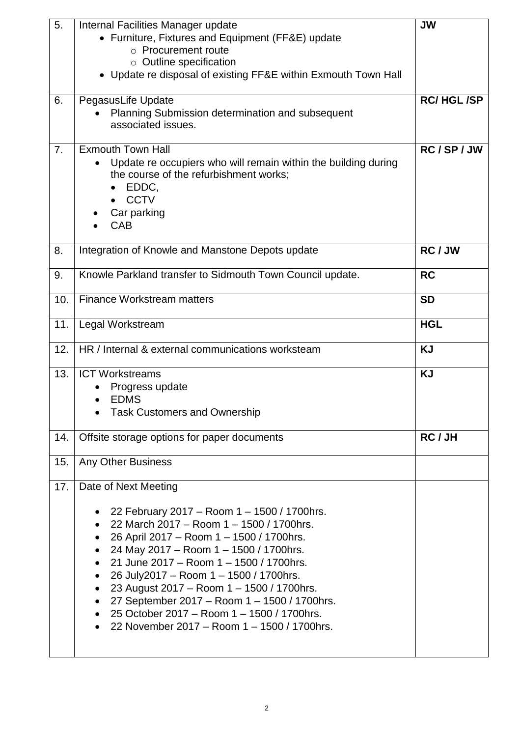| | | |
|---|---|---|
| 5. | Internal Facilities Manager update<br>• Furniture, Fixtures and Equipment (FF&E) update<br>  ○ Procurement route<br>  ○ Outline specification<br>• Update re disposal of existing FF&E within Exmouth Town Hall | **JW** |
| 6. | PegasusLife Update<br>• Planning Submission determination and subsequent associated issues. | **RC/ HGL /SP** |
| 7. | Exmouth Town Hall<br>• Update re occupiers who will remain within the building during the course of the refurbishment works;<br>  • EDDC,<br>  • CCTV<br>• Car parking<br>• CAB | **RC / SP / JW** |
| 8. | Integration of Knowle and Manstone Depots update | **RC / JW** |
| 9. | Knowle Parkland transfer to Sidmouth Town Council update. | **RC** |
| 10. | Finance Workstream matters | **SD** |
| 11. | Legal Workstream | **HGL** |
| 12. | HR / Internal & external communications worksteam | **KJ** |
| 13. | ICT Workstreams<br>• Progress update<br>• EDMS<br>• Task Customers and Ownership | **KJ** |
| 14. | Offsite storage options for paper documents | **RC / JH** |
| 15. | Any Other Business | |
| 17. | Date of Next Meeting<br>• 22 February 2017 – Room 1 – 1500 / 1700hrs.<br>• 22 March 2017 – Room 1 – 1500 / 1700hrs.<br>• 26 April 2017 – Room 1 – 1500 / 1700hrs.<br>• 24 May 2017 – Room 1 – 1500 / 1700hrs.<br>• 21 June 2017 – Room 1 – 1500 / 1700hrs.<br>• 26 July2017 – Room 1 – 1500 / 1700hrs.<br>• 23 August 2017 – Room 1 – 1500 / 1700hrs.<br>• 27 September 2017 – Room 1 – 1500 / 1700hrs.<br>• 25 October 2017 – Room 1 – 1500 / 1700hrs.<br>• 22 November 2017 – Room 1 – 1500 / 1700hrs. | |